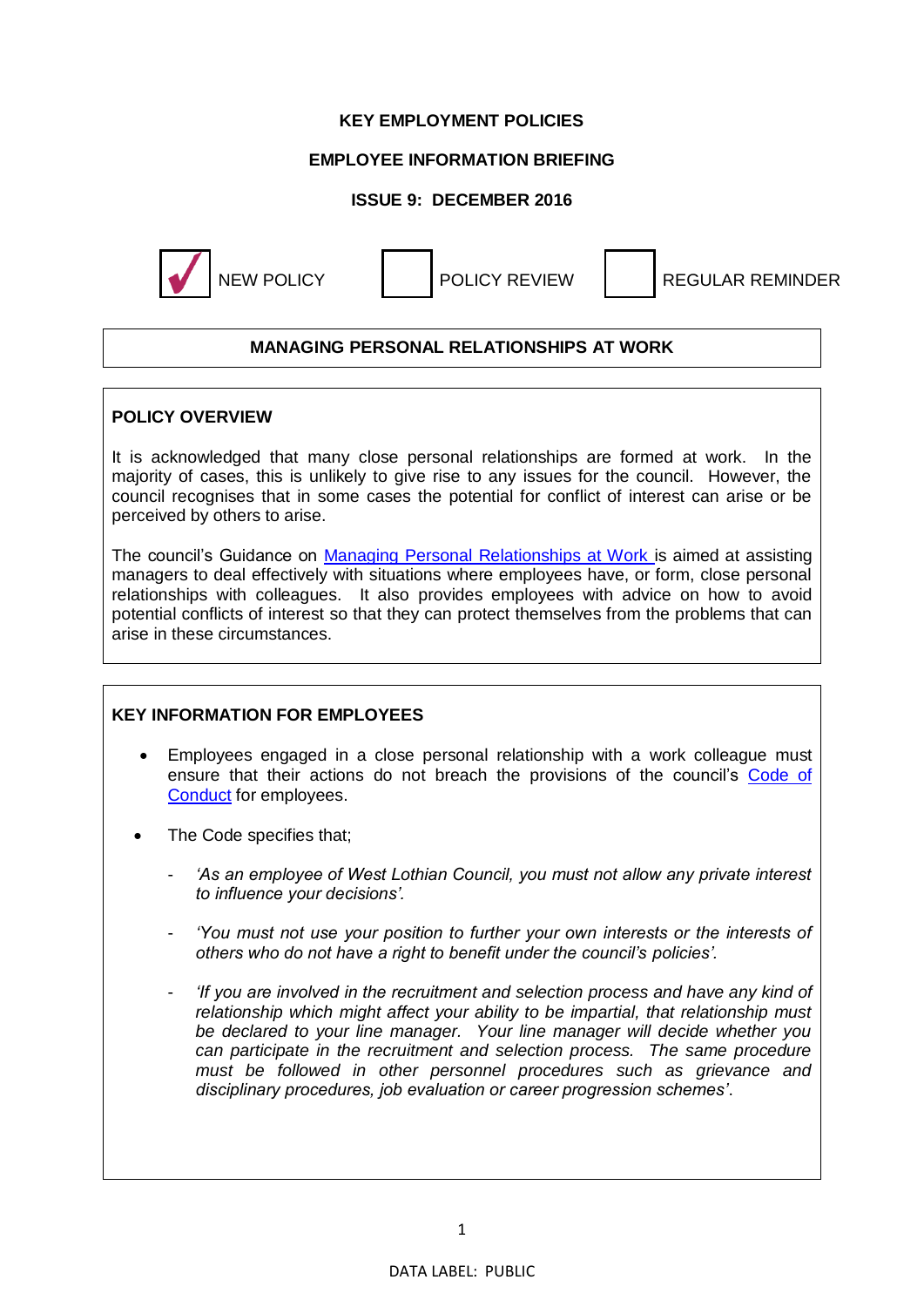**KEY EMPLOYMENT POLICIES**

**EMPLOYEE INFORMATION BRIEFING**

**ISSUE 9: DECEMBER 2016**

☑ NEW POLICY ☐ POLICY REVIEW ☐ REGULAR REMINDER

## MANAGING PERSONAL RELATIONSHIPS AT WORK

### POLICY OVERVIEW

It is acknowledged that many close personal relationships are formed at work. In the majority of cases, this is unlikely to give rise to any issues for the council. However, the council recognises that in some cases the potential for conflict of interest can arise or be perceived by others to arise.

The council's Guidance on Managing Personal Relationships at Work is aimed at assisting managers to deal effectively with situations where employees have, or form, close personal relationships with colleagues. It also provides employees with advice on how to avoid potential conflicts of interest so that they can protect themselves from the problems that can arise in these circumstances.

### KEY INFORMATION FOR EMPLOYEES

- Employees engaged in a close personal relationship with a work colleague must ensure that their actions do not breach the provisions of the council's Code of Conduct for employees.
- The Code specifies that;
  - *'As an employee of West Lothian Council, you must not allow any private interest to influence your decisions'.*
  - *'You must not use your position to further your own interests or the interests of others who do not have a right to benefit under the council's policies'.*
  - *'If you are involved in the recruitment and selection process and have any kind of relationship which might affect your ability to be impartial, that relationship must be declared to your line manager. Your line manager will decide whether you can participate in the recruitment and selection process. The same procedure must be followed in other personnel procedures such as grievance and disciplinary procedures, job evaluation or career progression schemes'.*

DATA LABEL: PUBLIC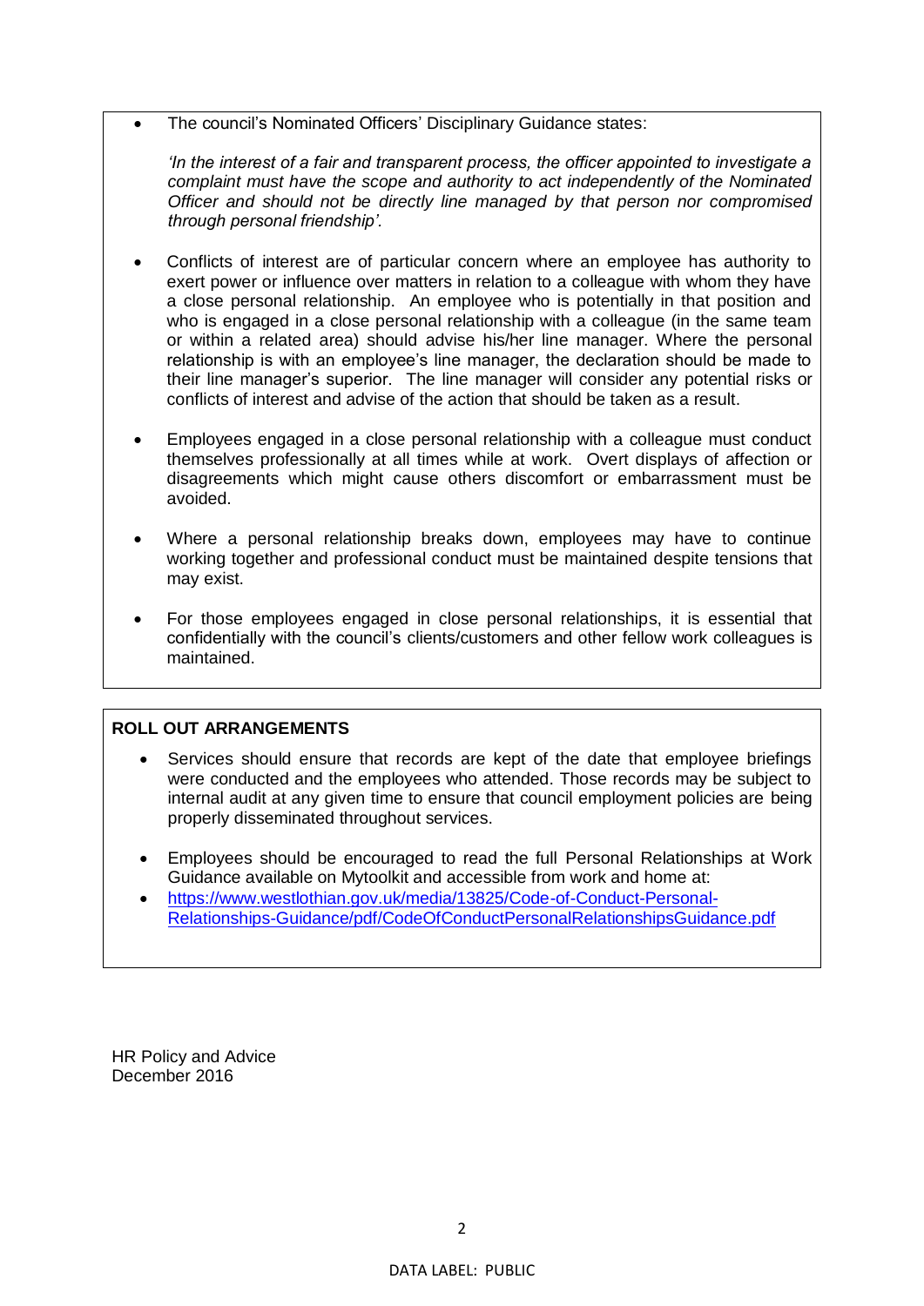- The council's Nominated Officers' Disciplinary Guidance states:

  *'In the interest of a fair and transparent process, the officer appointed to investigate a complaint must have the scope and authority to act independently of the Nominated Officer and should not be directly line managed by that person nor compromised through personal friendship'.*

- Conflicts of interest are of particular concern where an employee has authority to exert power or influence over matters in relation to a colleague with whom they have a close personal relationship. An employee who is potentially in that position and who is engaged in a close personal relationship with a colleague (in the same team or within a related area) should advise his/her line manager. Where the personal relationship is with an employee's line manager, the declaration should be made to their line manager's superior. The line manager will consider any potential risks or conflicts of interest and advise of the action that should be taken as a result.

- Employees engaged in a close personal relationship with a colleague must conduct themselves professionally at all times while at work. Overt displays of affection or disagreements which might cause others discomfort or embarrassment must be avoided.

- Where a personal relationship breaks down, employees may have to continue working together and professional conduct must be maintained despite tensions that may exist.

- For those employees engaged in close personal relationships, it is essential that confidentially with the council's clients/customers and other fellow work colleagues is maintained.

**ROLL OUT ARRANGEMENTS**

- Services should ensure that records are kept of the date that employee briefings were conducted and the employees who attended. Those records may be subject to internal audit at any given time to ensure that council employment policies are being properly disseminated throughout services.

- Employees should be encouraged to read the full Personal Relationships at Work Guidance available on Mytoolkit and accessible from work and home at:
- https://www.westlothian.gov.uk/media/13825/Code-of-Conduct-Personal-Relationships-Guidance/pdf/CodeOfConductPersonalRelationshipsGuidance.pdf

HR Policy and Advice
December 2016

DATA LABEL: PUBLIC